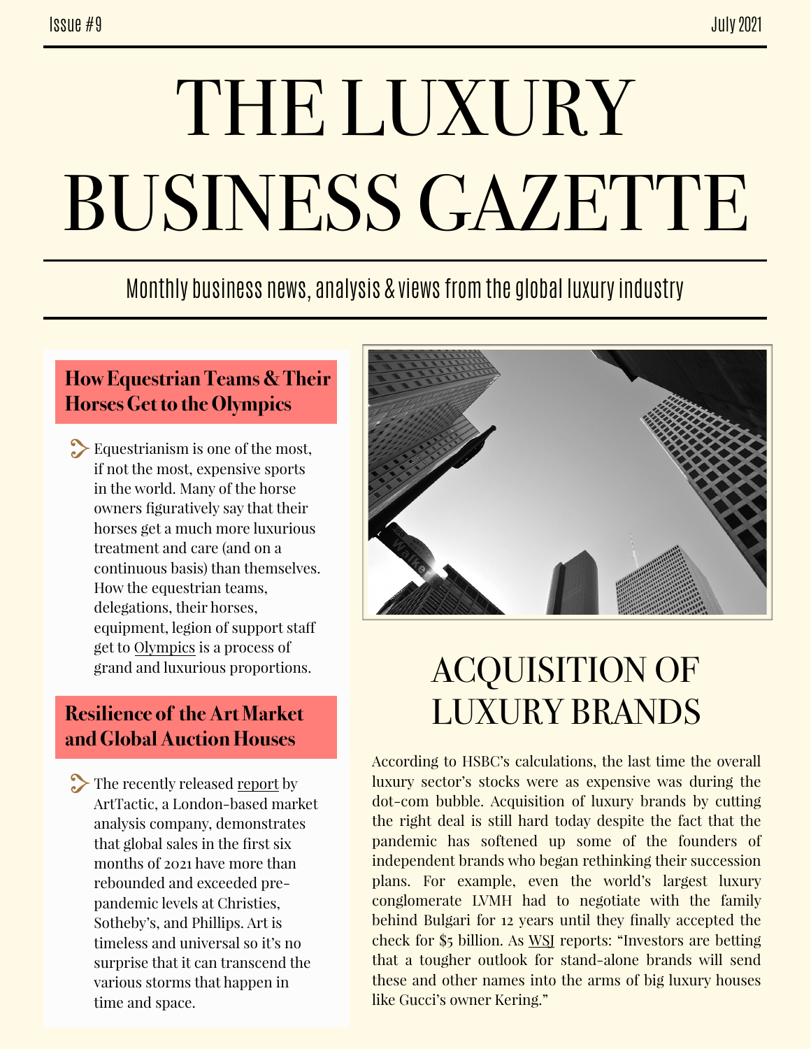Issue #9

July 2021

# THE LUXURY BUSINESS GAZETTE

Monthly business news, analysis & views from the global luxury industry

## How Equestrian Teams & Their Horses Get to the Olympics

Equestrianism is one of the most, if not the most, expensive sports in the world. Many of the horse owners figuratively say that their horses get a much more luxurious treatment and care (and on a continuous basis) than themselves. How the equestrian teams, delegations, their horses, equipment, legion of support staff get to Olympics is a process of grand and luxurious proportions.

## Resilience of the Art Market and Global Auction Houses

The recently released report by ArtTactic, a London-based market analysis company, demonstrates that global sales in the first six months of 2021 have more than rebounded and exceeded pre-pandemic levels at Christies, Sotheby's, and Phillips. Art is timeless and universal so it's no surprise that it can transcend the various storms that happen in time and space.

## ACQUISITION OF LUXURY BRANDS

According to HSBC's calculations, the last time the overall luxury sector's stocks were as expensive was during the dot-com bubble. Acquisition of luxury brands by cutting the right deal is still hard today despite the fact that the pandemic has softened up some of the founders of independent brands who began rethinking their succession plans. For example, even the world's largest luxury conglomerate LVMH had to negotiate with the family behind Bulgari for 12 years until they finally accepted the check for $5 billion. As WSJ reports: "Investors are betting that a tougher outlook for stand-alone brands will send these and other names into the arms of big luxury houses like Gucci's owner Kering."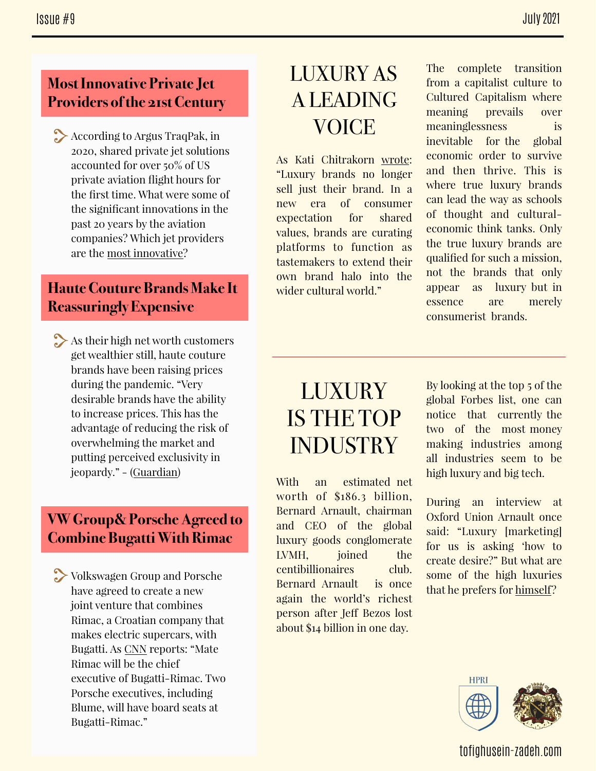## Most Innovative Private Jet Providers of the 21st Century

- According to Argus TraqPak, in 2020, shared private jet solutions accounted for over 50% of US private aviation flight hours for the first time. What were some of the significant innovations in the past 20 years by the aviation companies? Which jet providers are the most innovative?

## Haute Couture Brands Make It Reassuringly Expensive

- As their high net worth customers get wealthier still, haute couture brands have been raising prices during the pandemic. "Very desirable brands have the ability to increase prices. This has the advantage of reducing the risk of overwhelming the market and putting perceived exclusivity in jeopardy." - (Guardian)

## VW Group& Porsche Agreed to Combine Bugatti With Rimac

- Volkswagen Group and Porsche have agreed to create a new joint venture that combines Rimac, a Croatian company that makes electric supercars, with Bugatti. As CNN reports: "Mate Rimac will be the chief executive of Bugatti-Rimac. Two Porsche executives, including Blume, will have board seats at Bugatti-Rimac."

# LUXURY AS A LEADING VOICE

As Kati Chitrakorn wrote: "Luxury brands no longer sell just their brand. In a new era of consumer expectation for shared values, brands are curating platforms to function as tastemakers to extend their own brand halo into the wider cultural world."

The complete transition from a capitalist culture to Cultured Capitalism where meaning prevails over meaninglessness is inevitable for the global economic order to survive and then thrive. This is where true luxury brands can lead the way as schools of thought and cultural-economic think tanks. Only the true luxury brands are qualified for such a mission, not the brands that only appear as luxury but in essence are merely consumerist brands.

# LUXURY IS THE TOP INDUSTRY

With an estimated net worth of $186.3 billion, Bernard Arnault, chairman and CEO of the global luxury goods conglomerate LVMH, joined the centibillionaires club. Bernard Arnault is once again the world's richest person after Jeff Bezos lost about $14 billion in one day.

By looking at the top 5 of the global Forbes list, one can notice that currently the two of the most money making industries among all industries seem to be high luxury and big tech.

During an interview at Oxford Union Arnault once said: "Luxury [marketing] for us is asking 'how to create desire?" But what are some of the high luxuries that he prefers for himself?

HPRI

tofighusein-zadeh.com